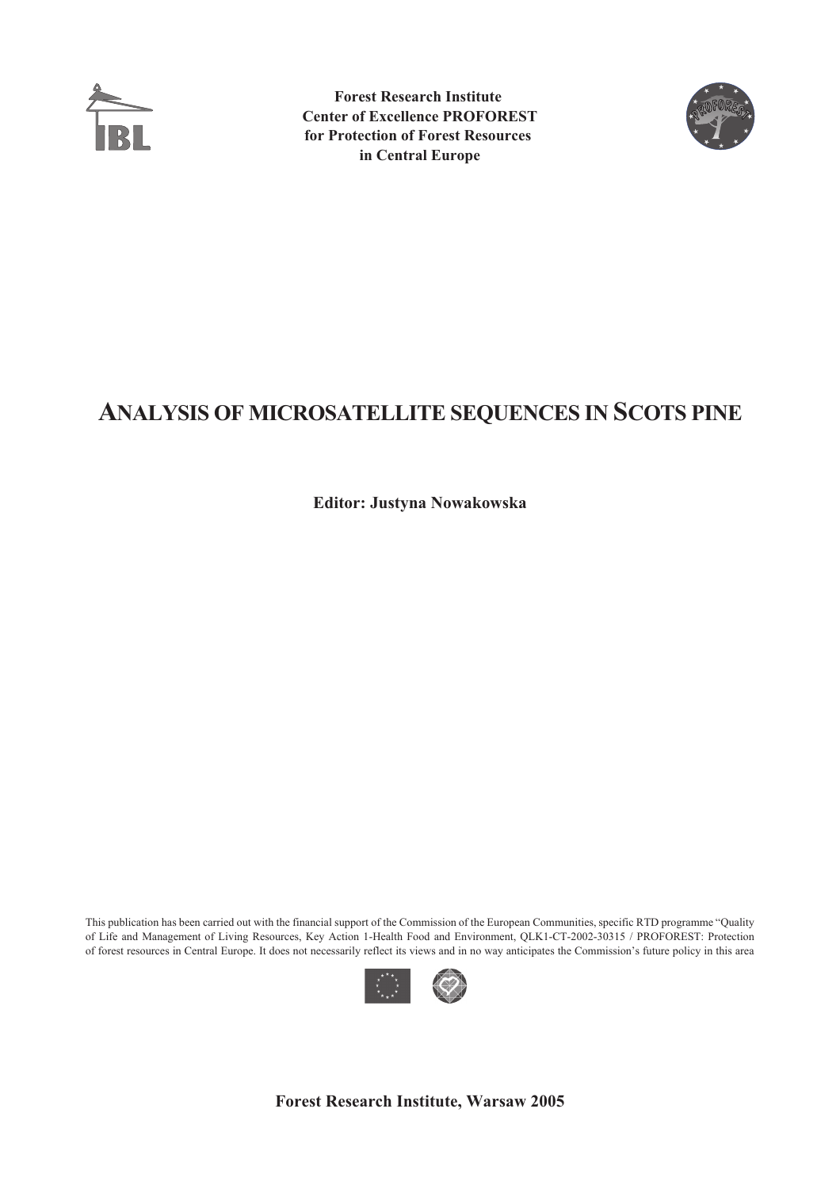**Forest Research Institute**
**Center of Excellence PROFOREST**
**for Protection of Forest Resources**
**in Central Europe**

# ANALYSIS OF MICROSATELLITE SEQUENCES IN SCOTS PINE

**Editor: Justyna Nowakowska**

This publication has been carried out with the financial support of the Commission of the European Communities, specific RTD programme "Quality of Life and Management of Living Resources, Key Action 1-Health Food and Environment, QLK1-CT-2002-30315 / PROFOREST: Protection of forest resources in Central Europe. It does not necessarily reflect its views and in no way anticipates the Commission's future policy in this area

**Forest Research Institute, Warsaw 2005**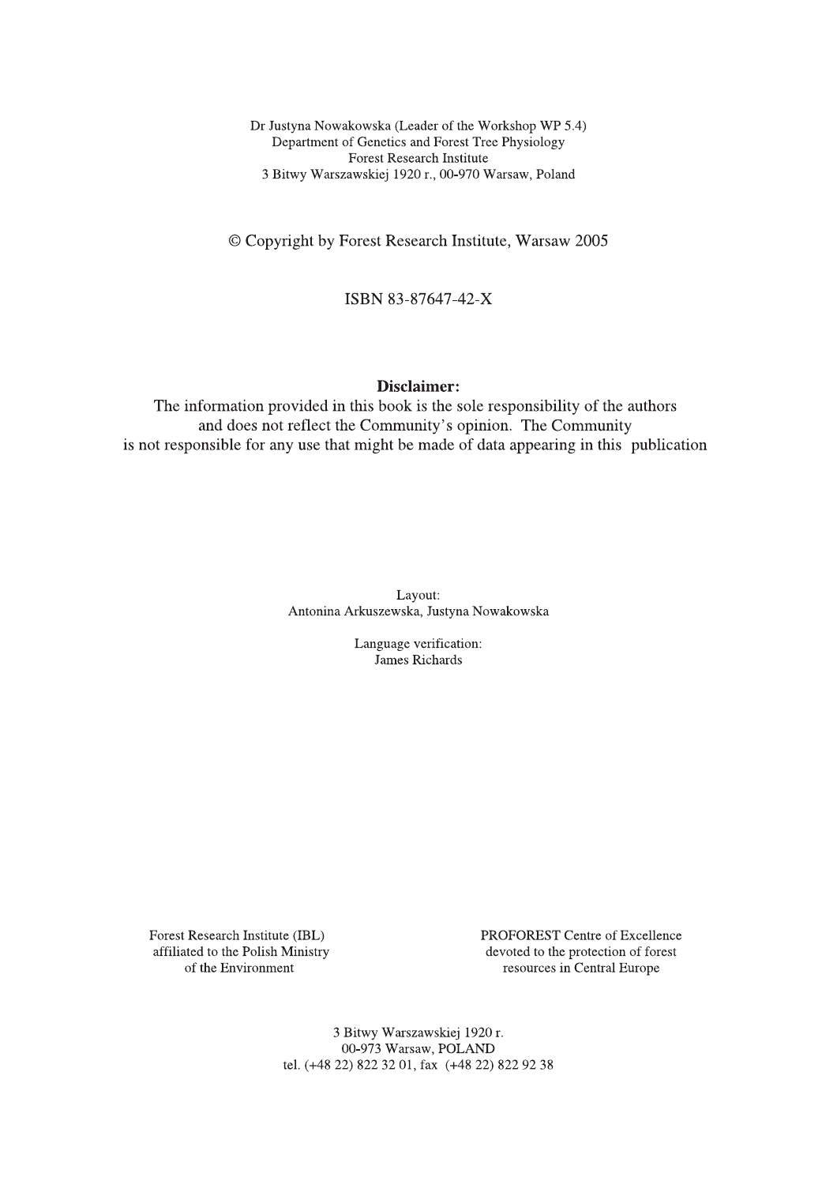Dr Justyna Nowakowska (Leader of the Workshop WP 5.4)
Department of Genetics and Forest Tree Physiology
Forest Research Institute
3 Bitwy Warszawskiej 1920 r., 00-970 Warsaw, Poland

© Copyright by Forest Research Institute, Warsaw 2005

ISBN 83-87647-42-X

**Disclaimer:**

The information provided in this book is the sole responsibility of the authors and does not reflect the Community's opinion. The Community is not responsible for any use that might be made of data appearing in this publication

Layout:
Antonina Arkuszewska, Justyna Nowakowska

Language verification:
James Richards

Forest Research Institute (IBL)
affiliated to the Polish Ministry
of the Environment

PROFOREST Centre of Excellence
devoted to the protection of forest
resources in Central Europe

3 Bitwy Warszawskiej 1920 r.
00-973 Warsaw, POLAND
tel. (+48 22) 822 32 01, fax (+48 22) 822 92 38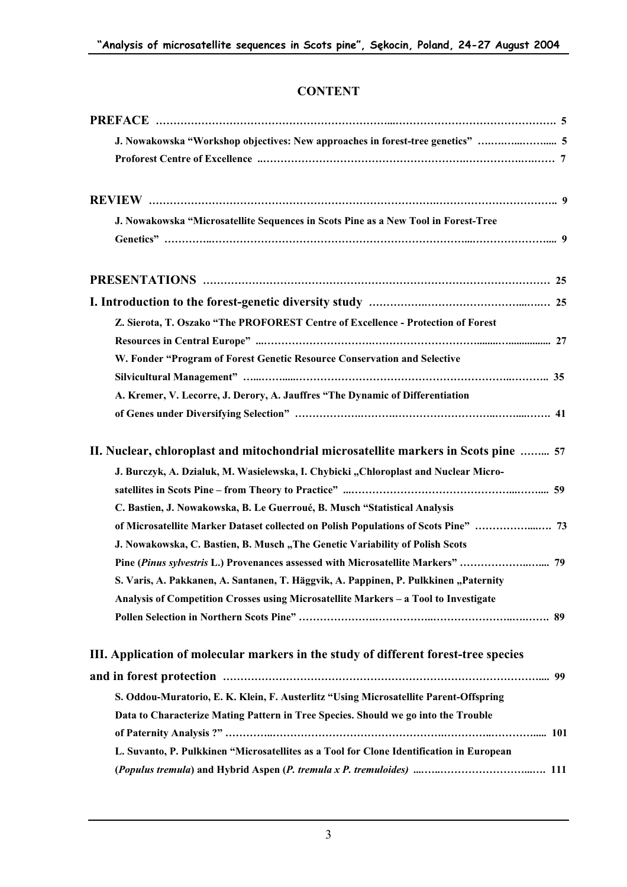# CONTENT

**PREFACE** ........................................................................................................ 5

**J. Nowakowska "Workshop objectives: New approaches in forest-tree genetics"** ........................ 5

**Proforest Centre of Excellence** ........................................................................................ 7

**REVIEW** .......................................................................................................... 9

**J. Nowakowska "Microsatellite Sequences in Scots Pine as a New Tool in Forest-Tree Genetics"** ........................................................................................................ 9

**PRESENTATIONS** .............................................................................................. 25

**I. Introduction to the forest-genetic diversity study** .................................................. 25

**Z. Sierota, T. Oszako "The PROFOREST Centre of Excellence - Protection of Forest Resources in Central Europe"** .................................................................................... 27

**W. Fonder "Program of Forest Genetic Resource Conservation and Selective Silvicultural Management"** .............................................................................. 35

**A. Kremer, V. Lecorre, J. Derory, A. Jauffres "The Dynamic of Differentiation of Genes under Diversifying Selection"** ........................................................................ 41

**II. Nuclear, chloroplast and mitochondrial microsatellite markers in Scots pine** ........ 57

**J. Burczyk, A. Dzialuk, M. Wasielewska, I. Chybicki „Chloroplast and Nuclear Microsatellites in Scots Pine – from Theory to Practice"** ................................................ 59

**C. Bastien, J. Nowakowska, B. Le Guerroué, B. Musch "Statistical Analysis of Microsatellite Marker Dataset collected on Polish Populations of Scots Pine"** ............ 73

**J. Nowakowska, C. Bastien, B. Musch „The Genetic Variability of Polish Scots Pine (*Pinus sylvestris* L.) Provenances assessed with Microsatellite Markers"** .................. 79

**S. Varis, A. Pakkanen, A. Santanen, T. Häggvik, A. Pappinen, P. Pulkkinen „Paternity Analysis of Competition Crosses using Microsatellite Markers – a Tool to Investigate Pollen Selection in Northern Scots Pine"** ................................................................ 89

**III. Application of molecular markers in the study of different forest-tree species and in forest protection** .............................................................................................. 99

**S. Oddou-Muratorio, E. K. Klein, F. Austerlitz "Using Microsatellite Parent-Offspring Data to Characterize Mating Pattern in Tree Species. Should we go into the Trouble of Paternity Analysis ?"** ........................................................................................ 101

**L. Suvanto, P. Pulkkinen "Microsatellites as a Tool for Clone Identification in European (*Populus tremula*) and Hybrid Aspen (*P. tremula x P. tremuloides*)** ............................ 111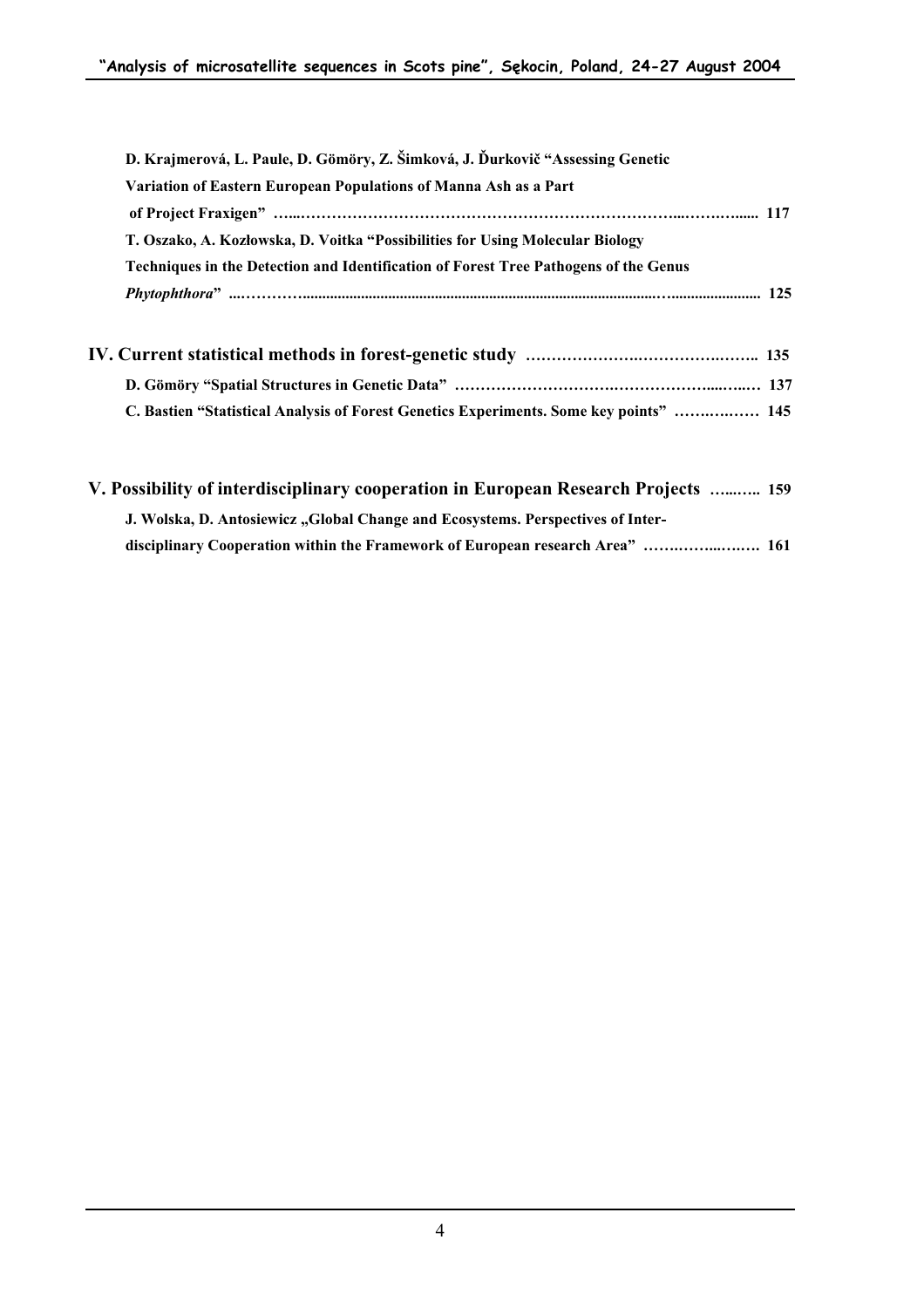**D. Krajmerová, L. Paule, D. Gömöry, Z. Šimková, J. Ďurkovič "Assessing Genetic Variation of Eastern European Populations of Manna Ash as a Part of Project Fraxigen" …………………………………………………………………………… 117**

**T. Oszako, A. Kozłowska, D. Voitka "Possibilities for Using Molecular Biology Techniques in the Detection and Identification of Forest Tree Pathogens of the Genus *Phytophthora*" …………………………………………………………………………… 125**

## IV. Current statistical methods in forest-genetic study …………………………………… 135

**D. Gömöry "Spatial Structures in Genetic Data" …………………………………………… 137**

**C. Bastien "Statistical Analysis of Forest Genetics Experiments. Some key points" …………… 145**

## V. Possibility of interdisciplinary cooperation in European Research Projects ……… 159

**J. Wolska, D. Antosiewicz „Global Change and Ecosystems. Perspectives of Inter-disciplinary Cooperation within the Framework of European research Area" ……………… 161**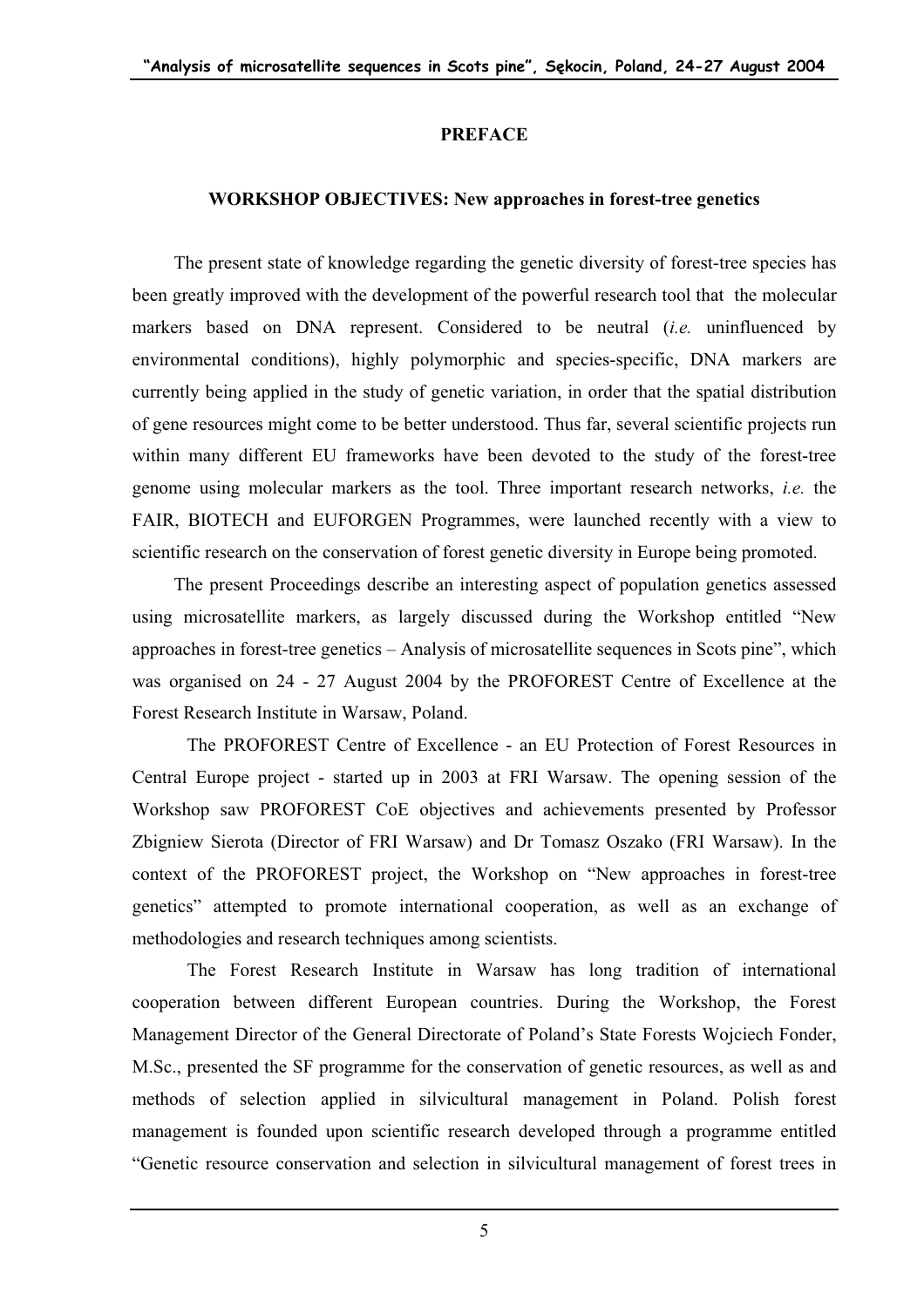# PREFACE

## WORKSHOP OBJECTIVES: New approaches in forest-tree genetics

The present state of knowledge regarding the genetic diversity of forest-tree species has been greatly improved with the development of the powerful research tool that the molecular markers based on DNA represent. Considered to be neutral (*i.e.* uninfluenced by environmental conditions), highly polymorphic and species-specific, DNA markers are currently being applied in the study of genetic variation, in order that the spatial distribution of gene resources might come to be better understood. Thus far, several scientific projects run within many different EU frameworks have been devoted to the study of the forest-tree genome using molecular markers as the tool. Three important research networks, *i.e.* the FAIR, BIOTECH and EUFORGEN Programmes, were launched recently with a view to scientific research on the conservation of forest genetic diversity in Europe being promoted.

The present Proceedings describe an interesting aspect of population genetics assessed using microsatellite markers, as largely discussed during the Workshop entitled "New approaches in forest-tree genetics – Analysis of microsatellite sequences in Scots pine", which was organised on 24 - 27 August 2004 by the PROFOREST Centre of Excellence at the Forest Research Institute in Warsaw, Poland.

The PROFOREST Centre of Excellence - an EU Protection of Forest Resources in Central Europe project - started up in 2003 at FRI Warsaw. The opening session of the Workshop saw PROFOREST CoE objectives and achievements presented by Professor Zbigniew Sierota (Director of FRI Warsaw) and Dr Tomasz Oszako (FRI Warsaw). In the context of the PROFOREST project, the Workshop on "New approaches in forest-tree genetics" attempted to promote international cooperation, as well as an exchange of methodologies and research techniques among scientists.

The Forest Research Institute in Warsaw has long tradition of international cooperation between different European countries. During the Workshop, the Forest Management Director of the General Directorate of Poland's State Forests Wojciech Fonder, M.Sc., presented the SF programme for the conservation of genetic resources, as well as and methods of selection applied in silvicultural management in Poland. Polish forest management is founded upon scientific research developed through a programme entitled "Genetic resource conservation and selection in silvicultural management of forest trees in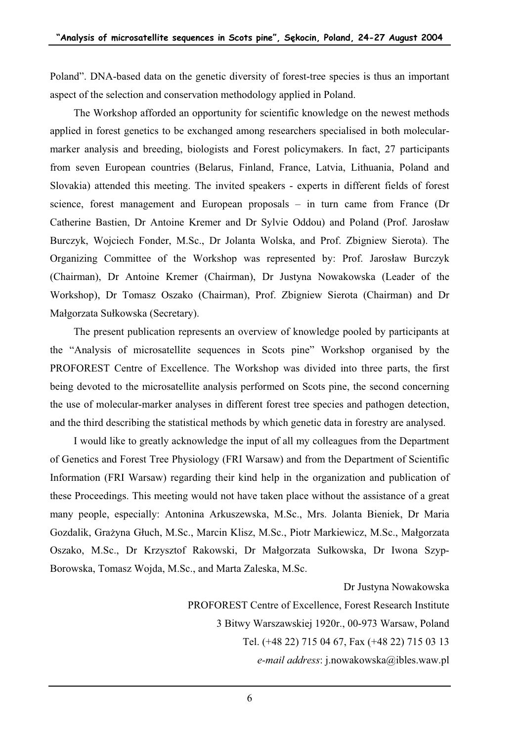Poland". DNA-based data on the genetic diversity of forest-tree species is thus an important aspect of the selection and conservation methodology applied in Poland.

The Workshop afforded an opportunity for scientific knowledge on the newest methods applied in forest genetics to be exchanged among researchers specialised in both molecular-marker analysis and breeding, biologists and Forest policymakers. In fact, 27 participants from seven European countries (Belarus, Finland, France, Latvia, Lithuania, Poland and Slovakia) attended this meeting. The invited speakers - experts in different fields of forest science, forest management and European proposals – in turn came from France (Dr Catherine Bastien, Dr Antoine Kremer and Dr Sylvie Oddou) and Poland (Prof. Jarosław Burczyk, Wojciech Fonder, M.Sc., Dr Jolanta Wolska, and Prof. Zbigniew Sierota). The Organizing Committee of the Workshop was represented by: Prof. Jarosław Burczyk (Chairman), Dr Antoine Kremer (Chairman), Dr Justyna Nowakowska (Leader of the Workshop), Dr Tomasz Oszako (Chairman), Prof. Zbigniew Sierota (Chairman) and Dr Małgorzata Sułkowska (Secretary).

The present publication represents an overview of knowledge pooled by participants at the "Analysis of microsatellite sequences in Scots pine" Workshop organised by the PROFOREST Centre of Excellence. The Workshop was divided into three parts, the first being devoted to the microsatellite analysis performed on Scots pine, the second concerning the use of molecular-marker analyses in different forest tree species and pathogen detection, and the third describing the statistical methods by which genetic data in forestry are analysed.

I would like to greatly acknowledge the input of all my colleagues from the Department of Genetics and Forest Tree Physiology (FRI Warsaw) and from the Department of Scientific Information (FRI Warsaw) regarding their kind help in the organization and publication of these Proceedings. This meeting would not have taken place without the assistance of a great many people, especially: Antonina Arkuszewska, M.Sc., Mrs. Jolanta Bieniek, Dr Maria Gozdalik, Grażyna Głuch, M.Sc., Marcin Klisz, M.Sc., Piotr Markiewicz, M.Sc., Małgorzata Oszako, M.Sc., Dr Krzysztof Rakowski, Dr Małgorzata Sułkowska, Dr Iwona Szyp-Borowska, Tomasz Wojda, M.Sc., and Marta Zaleska, M.Sc.

Dr Justyna Nowakowska
PROFOREST Centre of Excellence, Forest Research Institute
3 Bitwy Warszawskiej 1920r., 00-973 Warsaw, Poland
Tel. (+48 22) 715 04 67, Fax (+48 22) 715 03 13
*e-mail address*: j.nowakowska@ibles.waw.pl